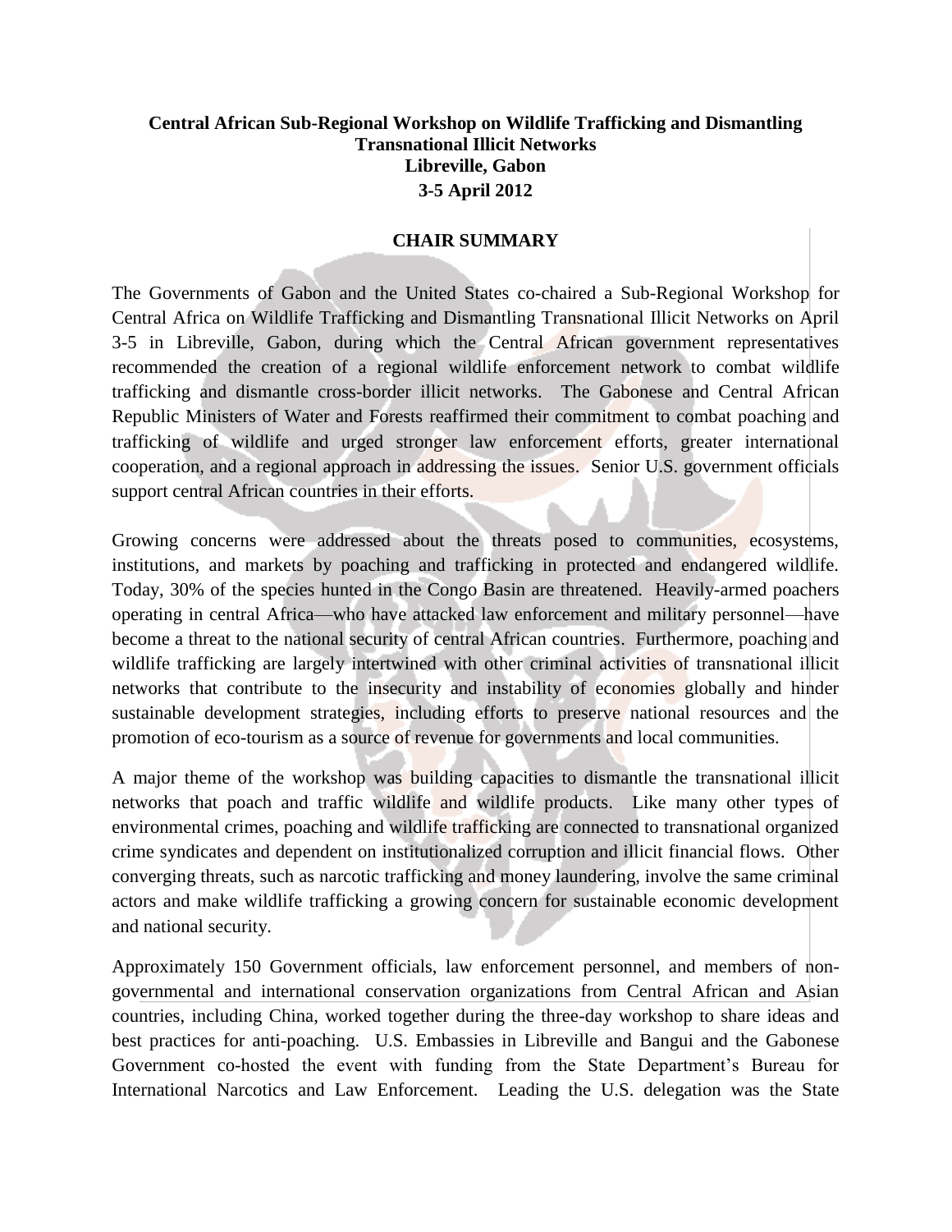**Central African Sub-Regional Workshop on Wildlife Trafficking and Dismantling Transnational Illicit Networks**
**Libreville, Gabon**
**3-5 April 2012**

## CHAIR SUMMARY

The Governments of Gabon and the United States co-chaired a Sub-Regional Workshop for Central Africa on Wildlife Trafficking and Dismantling Transnational Illicit Networks on April 3-5 in Libreville, Gabon, during which the Central African government representatives recommended the creation of a regional wildlife enforcement network to combat wildlife trafficking and dismantle cross-border illicit networks. The Gabonese and Central African Republic Ministers of Water and Forests reaffirmed their commitment to combat poaching and trafficking of wildlife and urged stronger law enforcement efforts, greater international cooperation, and a regional approach in addressing the issues. Senior U.S. government officials support central African countries in their efforts.

Growing concerns were addressed about the threats posed to communities, ecosystems, institutions, and markets by poaching and trafficking in protected and endangered wildlife. Today, 30% of the species hunted in the Congo Basin are threatened. Heavily-armed poachers operating in central Africa—who have attacked law enforcement and military personnel—have become a threat to the national security of central African countries. Furthermore, poaching and wildlife trafficking are largely intertwined with other criminal activities of transnational illicit networks that contribute to the insecurity and instability of economies globally and hinder sustainable development strategies, including efforts to preserve national resources and the promotion of eco-tourism as a source of revenue for governments and local communities.

A major theme of the workshop was building capacities to dismantle the transnational illicit networks that poach and traffic wildlife and wildlife products. Like many other types of environmental crimes, poaching and wildlife trafficking are connected to transnational organized crime syndicates and dependent on institutionalized corruption and illicit financial flows. Other converging threats, such as narcotic trafficking and money laundering, involve the same criminal actors and make wildlife trafficking a growing concern for sustainable economic development and national security.

Approximately 150 Government officials, law enforcement personnel, and members of non-governmental and international conservation organizations from Central African and Asian countries, including China, worked together during the three-day workshop to share ideas and best practices for anti-poaching. U.S. Embassies in Libreville and Bangui and the Gabonese Government co-hosted the event with funding from the State Department's Bureau for International Narcotics and Law Enforcement. Leading the U.S. delegation was the State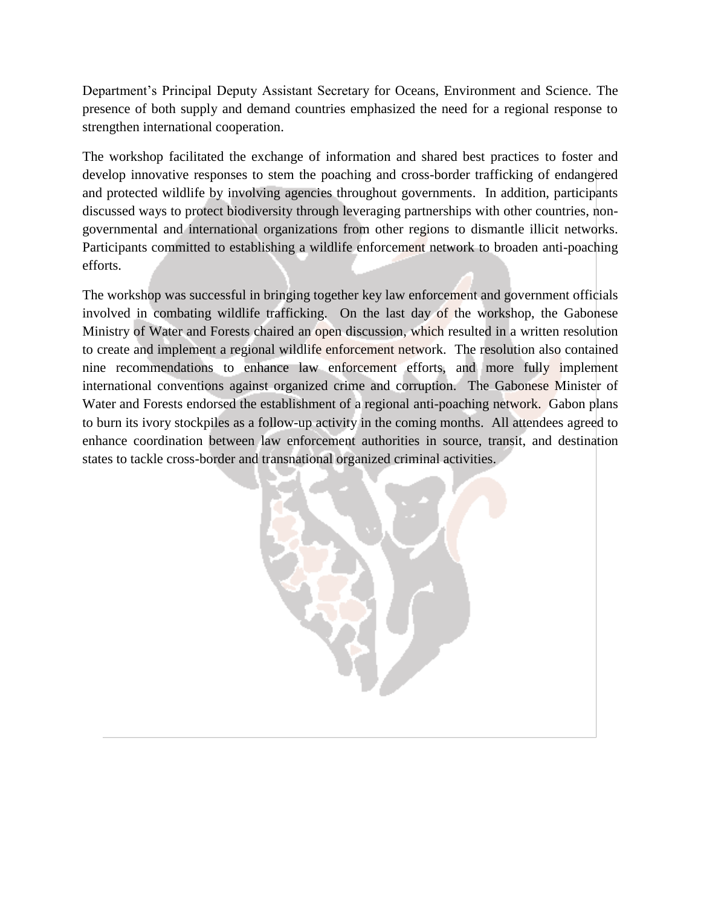Department's Principal Deputy Assistant Secretary for Oceans, Environment and Science. The presence of both supply and demand countries emphasized the need for a regional response to strengthen international cooperation.

The workshop facilitated the exchange of information and shared best practices to foster and develop innovative responses to stem the poaching and cross-border trafficking of endangered and protected wildlife by involving agencies throughout governments. In addition, participants discussed ways to protect biodiversity through leveraging partnerships with other countries, non-governmental and international organizations from other regions to dismantle illicit networks. Participants committed to establishing a wildlife enforcement network to broaden anti-poaching efforts.

The workshop was successful in bringing together key law enforcement and government officials involved in combating wildlife trafficking. On the last day of the workshop, the Gabonese Ministry of Water and Forests chaired an open discussion, which resulted in a written resolution to create and implement a regional wildlife enforcement network. The resolution also contained nine recommendations to enhance law enforcement efforts, and more fully implement international conventions against organized crime and corruption. The Gabonese Minister of Water and Forests endorsed the establishment of a regional anti-poaching network. Gabon plans to burn its ivory stockpiles as a follow-up activity in the coming months. All attendees agreed to enhance coordination between law enforcement authorities in source, transit, and destination states to tackle cross-border and transnational organized criminal activities.